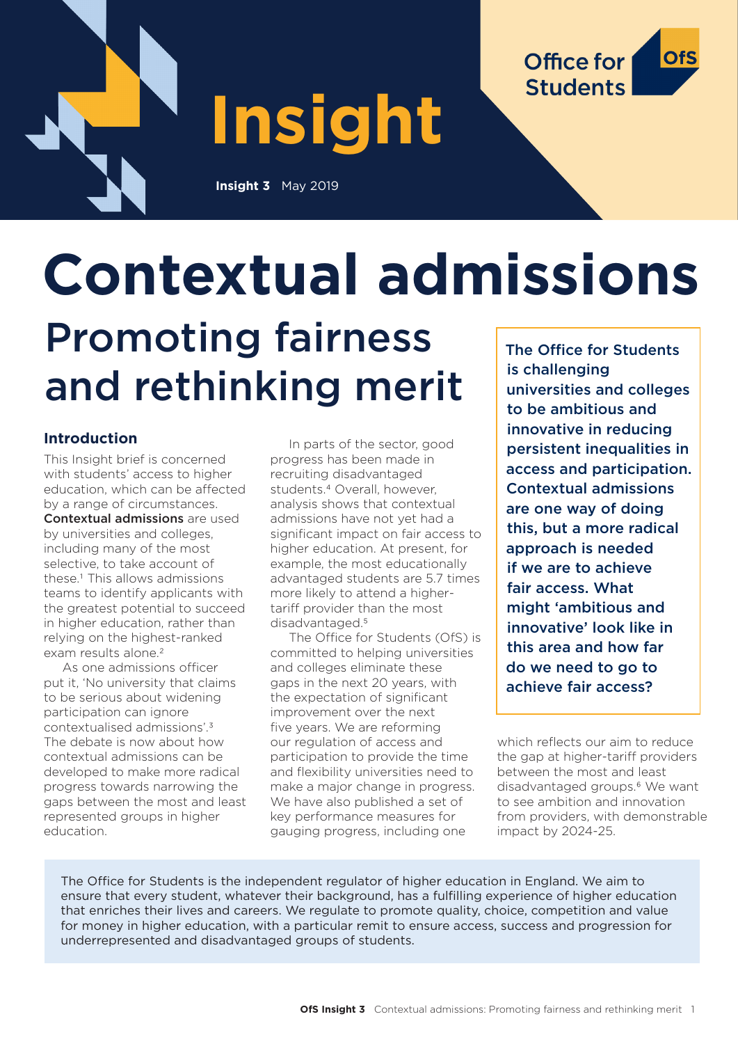Insight

**Insight 3** May 2019

Office for Students

# Contextual admissions

## Promoting fairness and rethinking merit

**The Office for Students is challenging universities and colleges to be ambitious and innovative in reducing persistent inequalities in access and participation. Contextual admissions are one way of doing this, but a more radical approach is needed if we are to achieve fair access. What might 'ambitious and innovative' look like in this area and how far do we need to go to achieve fair access?**

### Introduction

This Insight brief is concerned with students' access to higher education, which can be affected by a range of circumstances. **Contextual admissions** are used by universities and colleges, including many of the most selective, to take account of these.[1] This allows admissions teams to identify applicants with the greatest potential to succeed in higher education, rather than relying on the highest-ranked exam results alone.[2]

As one admissions officer put it, 'No university that claims to be serious about widening participation can ignore contextualised admissions'.[3] The debate is now about how contextual admissions can be developed to make more radical progress towards narrowing the gaps between the most and least represented groups in higher education.

In parts of the sector, good progress has been made in recruiting disadvantaged students.[4] Overall, however, analysis shows that contextual admissions have not yet had a significant impact on fair access to higher education. At present, for example, the most educationally advantaged students are 5.7 times more likely to attend a higher-tariff provider than the most disadvantaged.[5]

The Office for Students (OfS) is committed to helping universities and colleges eliminate these gaps in the next 20 years, with the expectation of significant improvement over the next five years. We are reforming our regulation of access and participation to provide the time and flexibility universities need to make a major change in progress. We have also published a set of key performance measures for gauging progress, including one which reflects our aim to reduce the gap at higher-tariff providers between the most and least disadvantaged groups.[6] We want to see ambition and innovation from providers, with demonstrable impact by 2024-25.

The Office for Students is the independent regulator of higher education in England. We aim to ensure that every student, whatever their background, has a fulfilling experience of higher education that enriches their lives and careers. We regulate to promote quality, choice, competition and value for money in higher education, with a particular remit to ensure access, success and progression for underrepresented and disadvantaged groups of students.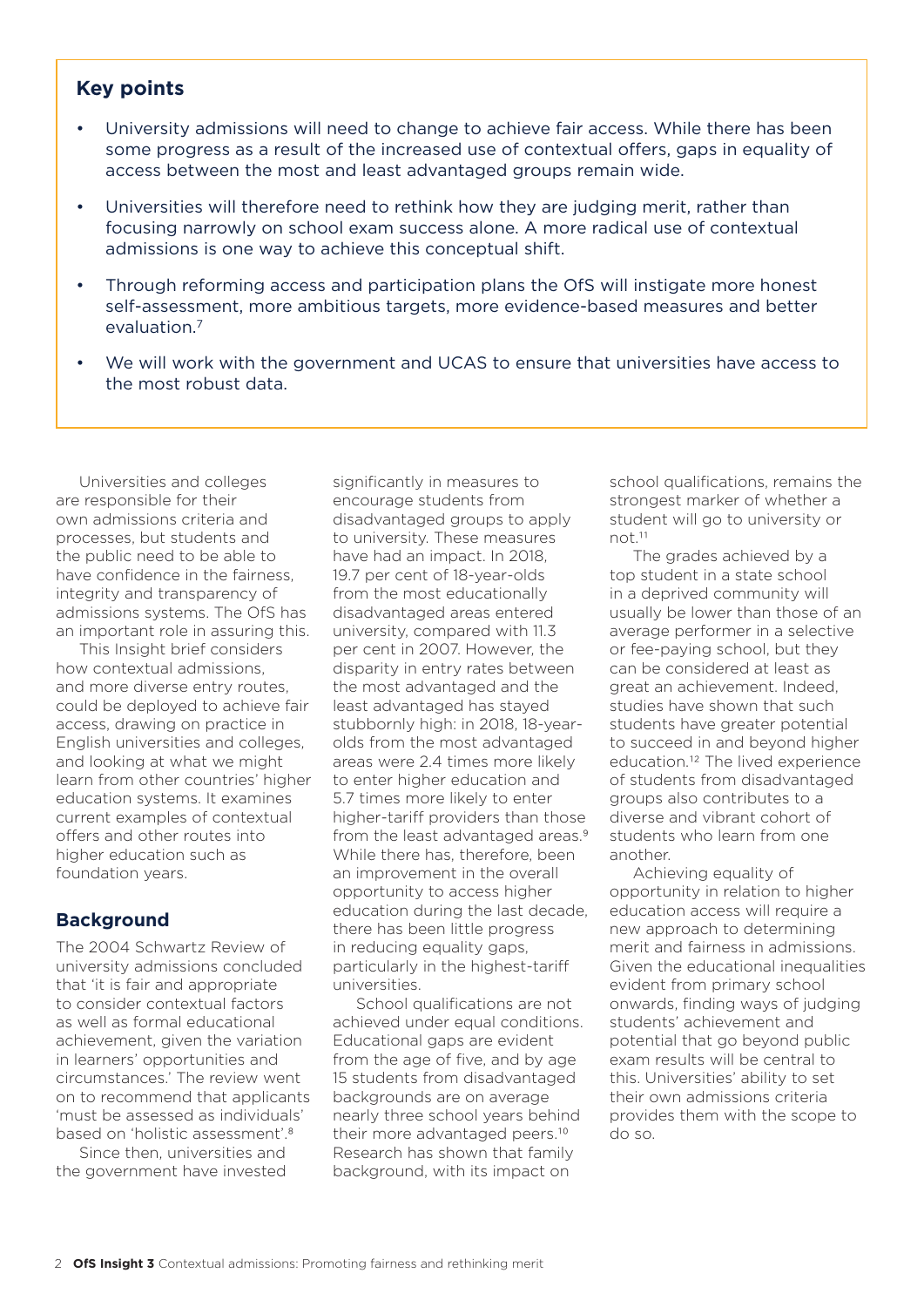## Key points

- University admissions will need to change to achieve fair access. While there has been some progress as a result of the increased use of contextual offers, gaps in equality of access between the most and least advantaged groups remain wide.
- Universities will therefore need to rethink how they are judging merit, rather than focusing narrowly on school exam success alone. A more radical use of contextual admissions is one way to achieve this conceptual shift.
- Through reforming access and participation plans the OfS will instigate more honest self-assessment, more ambitious targets, more evidence-based measures and better evaluation.[7]
- We will work with the government and UCAS to ensure that universities have access to the most robust data.

Universities and colleges are responsible for their own admissions criteria and processes, but students and the public need to be able to have confidence in the fairness, integrity and transparency of admissions systems. The OfS has an important role in assuring this.

This Insight brief considers how contextual admissions, and more diverse entry routes, could be deployed to achieve fair access, drawing on practice in English universities and colleges, and looking at what we might learn from other countries' higher education systems. It examines current examples of contextual offers and other routes into higher education such as foundation years.

## Background

The 2004 Schwartz Review of university admissions concluded that 'it is fair and appropriate to consider contextual factors as well as formal educational achievement, given the variation in learners' opportunities and circumstances.' The review went on to recommend that applicants 'must be assessed as individuals' based on 'holistic assessment'.[8]

Since then, universities and the government have invested significantly in measures to encourage students from disadvantaged groups to apply to university. These measures have had an impact. In 2018, 19.7 per cent of 18-year-olds from the most educationally disadvantaged areas entered university, compared with 11.3 per cent in 2007. However, the disparity in entry rates between the most advantaged and the least advantaged has stayed stubbornly high: in 2018, 18-year-olds from the most advantaged areas were 2.4 times more likely to enter higher education and 5.7 times more likely to enter higher-tariff providers than those from the least advantaged areas.[9] While there has, therefore, been an improvement in the overall opportunity to access higher education during the last decade, there has been little progress in reducing equality gaps, particularly in the highest-tariff universities.

School qualifications are not achieved under equal conditions. Educational gaps are evident from the age of five, and by age 15 students from disadvantaged backgrounds are on average nearly three school years behind their more advantaged peers.[10] Research has shown that family background, with its impact on school qualifications, remains the strongest marker of whether a student will go to university or not.[11]

The grades achieved by a top student in a state school in a deprived community will usually be lower than those of an average performer in a selective or fee-paying school, but they can be considered at least as great an achievement. Indeed, studies have shown that such students have greater potential to succeed in and beyond higher education.[12] The lived experience of students from disadvantaged groups also contributes to a diverse and vibrant cohort of students who learn from one another.

Achieving equality of opportunity in relation to higher education access will require a new approach to determining merit and fairness in admissions. Given the educational inequalities evident from primary school onwards, finding ways of judging students' achievement and potential that go beyond public exam results will be central to this. Universities' ability to set their own admissions criteria provides them with the scope to do so.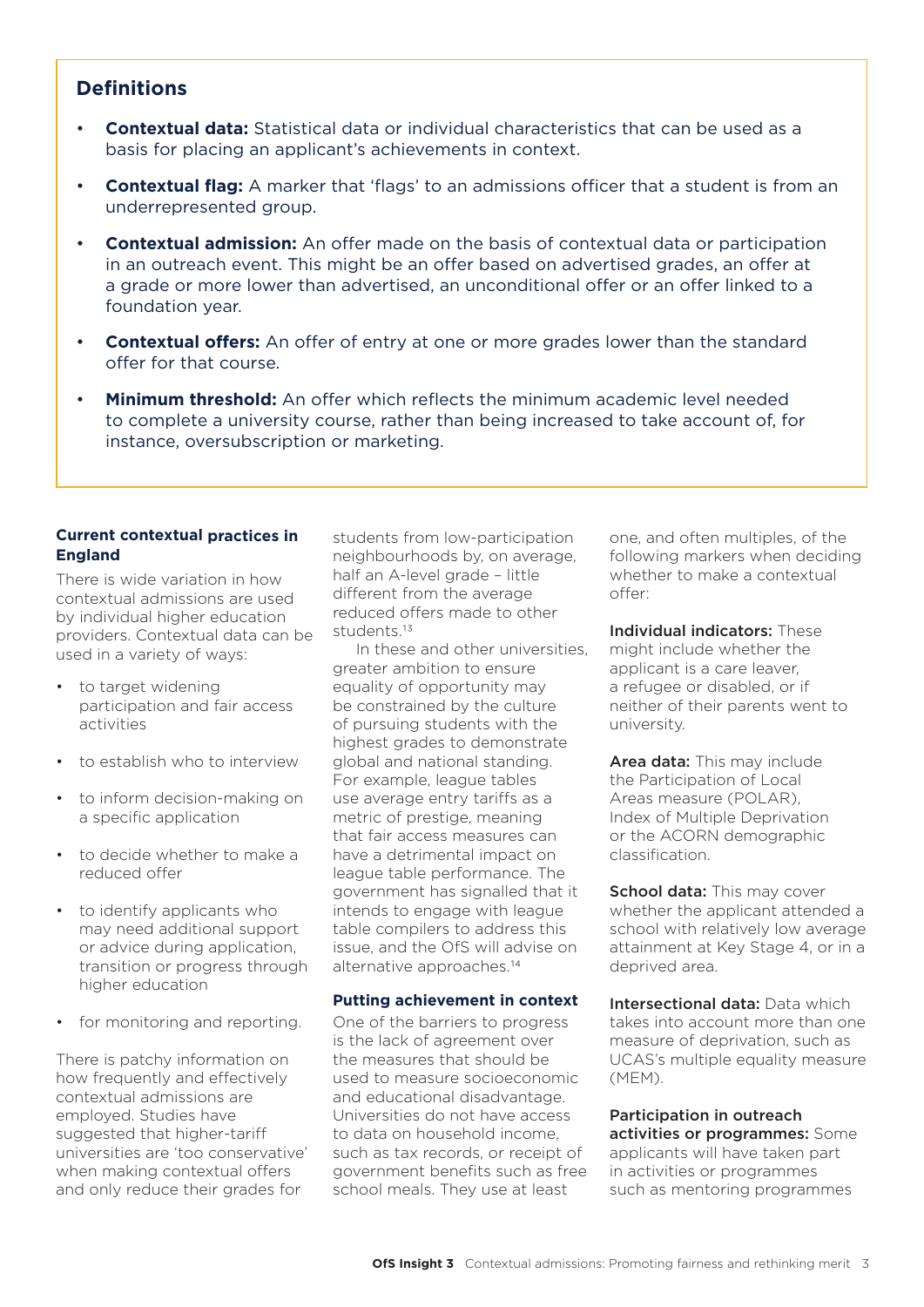## Definitions

- **Contextual data:** Statistical data or individual characteristics that can be used as a basis for placing an applicant's achievements in context.
- **Contextual flag:** A marker that 'flags' to an admissions officer that a student is from an underrepresented group.
- **Contextual admission:** An offer made on the basis of contextual data or participation in an outreach event. This might be an offer based on advertised grades, an offer at a grade or more lower than advertised, an unconditional offer or an offer linked to a foundation year.
- **Contextual offers:** An offer of entry at one or more grades lower than the standard offer for that course.
- **Minimum threshold:** An offer which reflects the minimum academic level needed to complete a university course, rather than being increased to take account of, for instance, oversubscription or marketing.

### Current contextual practices in England

There is wide variation in how contextual admissions are used by individual higher education providers. Contextual data can be used in a variety of ways:

- to target widening participation and fair access activities
- to establish who to interview
- to inform decision-making on a specific application
- to decide whether to make a reduced offer
- to identify applicants who may need additional support or advice during application, transition or progress through higher education
- for monitoring and reporting.

There is patchy information on how frequently and effectively contextual admissions are employed. Studies have suggested that higher-tariff universities are 'too conservative' when making contextual offers and only reduce their grades for students from low-participation neighbourhoods by, on average, half an A-level grade – little different from the average reduced offers made to other students.[13]

In these and other universities, greater ambition to ensure equality of opportunity may be constrained by the culture of pursuing students with the highest grades to demonstrate global and national standing. For example, league tables use average entry tariffs as a metric of prestige, meaning that fair access measures can have a detrimental impact on league table performance. The government has signalled that it intends to engage with league table compilers to address this issue, and the OfS will advise on alternative approaches.[14]

### Putting achievement in context

One of the barriers to progress is the lack of agreement over the measures that should be used to measure socioeconomic and educational disadvantage. Universities do not have access to data on household income, such as tax records, or receipt of government benefits such as free school meals. They use at least one, and often multiples, of the following markers when deciding whether to make a contextual offer:

**Individual indicators:** These might include whether the applicant is a care leaver, a refugee or disabled, or if neither of their parents went to university.

**Area data:** This may include the Participation of Local Areas measure (POLAR), Index of Multiple Deprivation or the ACORN demographic classification.

**School data:** This may cover whether the applicant attended a school with relatively low average attainment at Key Stage 4, or in a deprived area.

**Intersectional data:** Data which takes into account more than one measure of deprivation, such as UCAS's multiple equality measure (MEM).

**Participation in outreach activities or programmes:** Some applicants will have taken part in activities or programmes such as mentoring programmes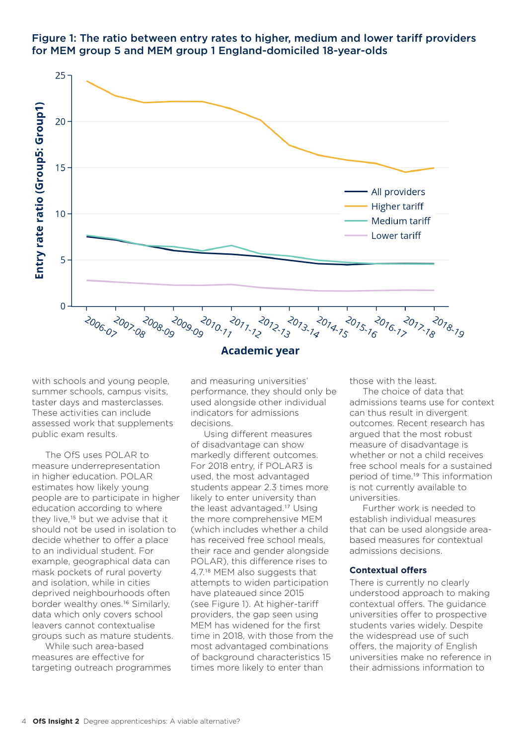**Figure 1: The ratio between entry rates to higher, medium and lower tariff providers for MEM group 5 and MEM group 1 England-domiciled 18-year-olds**

with schools and young people, summer schools, campus visits, taster days and masterclasses. These activities can include assessed work that supplements public exam results.

The OfS uses POLAR to measure underrepresentation in higher education. POLAR estimates how likely young people are to participate in higher education according to where they live,[15] but we advise that it should not be used in isolation to decide whether to offer a place to an individual student. For example, geographical data can mask pockets of rural poverty and isolation, while in cities deprived neighbourhoods often border wealthy ones.[16] Similarly, data which only covers school leavers cannot contextualise groups such as mature students.

While such area-based measures are effective for targeting outreach programmes and measuring universities' performance, they should only be used alongside other individual indicators for admissions decisions.

Using different measures of disadvantage can show markedly different outcomes. For 2018 entry, if POLAR3 is used, the most advantaged students appear 2.3 times more likely to enter university than the least advantaged.[17] Using the more comprehensive MEM (which includes whether a child has received free school meals, their race and gender alongside POLAR), this difference rises to 4.7.[18] MEM also suggests that attempts to widen participation have plateaued since 2015 (see Figure 1). At higher-tariff providers, the gap seen using MEM has widened for the first time in 2018, with those from the most advantaged combinations of background characteristics 15 times more likely to enter than those with the least.

The choice of data that admissions teams use for context can thus result in divergent outcomes. Recent research has argued that the most robust measure of disadvantage is whether or not a child receives free school meals for a sustained period of time.[19] This information is not currently available to universities.

Further work is needed to establish individual measures that can be used alongside area-based measures for contextual admissions decisions.

### Contextual offers

There is currently no clearly understood approach to making contextual offers. The guidance universities offer to prospective students varies widely. Despite the widespread use of such offers, the majority of English universities make no reference in their admissions information to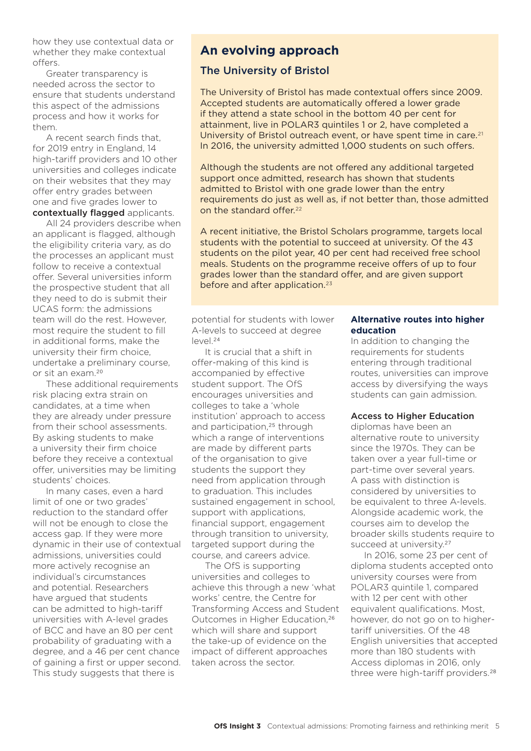how they use contextual data or whether they make contextual offers.

Greater transparency is needed across the sector to ensure that students understand this aspect of the admissions process and how it works for them.

A recent search finds that, for 2019 entry in England, 14 high-tariff providers and 10 other universities and colleges indicate on their websites that they may offer entry grades between one and five grades lower to **contextually flagged** applicants.

All 24 providers describe when an applicant is flagged, although the eligibility criteria vary, as do the processes an applicant must follow to receive a contextual offer. Several universities inform the prospective student that all they need to do is submit their UCAS form: the admissions team will do the rest. However, most require the student to fill in additional forms, make the university their firm choice, undertake a preliminary course, or sit an exam.[20]

These additional requirements risk placing extra strain on candidates, at a time when they are already under pressure from their school assessments. By asking students to make a university their firm choice before they receive a contextual offer, universities may be limiting students' choices.

In many cases, even a hard limit of one or two grades' reduction to the standard offer will not be enough to close the access gap. If they were more dynamic in their use of contextual admissions, universities could more actively recognise an individual's circumstances and potential. Researchers have argued that students can be admitted to high-tariff universities with A-level grades of BCC and have an 80 per cent probability of graduating with a degree, and a 46 per cent chance of gaining a first or upper second. This study suggests that there is potential for students with lower A-levels to succeed at degree level.[24]

It is crucial that a shift in offer-making of this kind is accompanied by effective student support. The OfS encourages universities and colleges to take a 'whole institution' approach to access and participation,[25] through which a range of interventions are made by different parts of the organisation to give students the support they need from application through to graduation. This includes sustained engagement in school, support with applications, financial support, engagement through transition to university, targeted support during the course, and careers advice.

The OfS is supporting universities and colleges to achieve this through a new 'what works' centre, the Centre for Transforming Access and Student Outcomes in Higher Education,[26] which will share and support the take-up of evidence on the impact of different approaches taken across the sector.

## An evolving approach

### The University of Bristol

The University of Bristol has made contextual offers since 2009. Accepted students are automatically offered a lower grade if they attend a state school in the bottom 40 per cent for attainment, live in POLAR3 quintiles 1 or 2, have completed a University of Bristol outreach event, or have spent time in care.[21] In 2016, the university admitted 1,000 students on such offers.

Although the students are not offered any additional targeted support once admitted, research has shown that students admitted to Bristol with one grade lower than the entry requirements do just as well as, if not better than, those admitted on the standard offer.[22]

A recent initiative, the Bristol Scholars programme, targets local students with the potential to succeed at university. Of the 43 students on the pilot year, 40 per cent had received free school meals. Students on the programme receive offers of up to four grades lower than the standard offer, and are given support before and after application.[23]

### Alternative routes into higher education

In addition to changing the requirements for students entering through traditional routes, universities can improve access by diversifying the ways students can gain admission.

**Access to Higher Education** diplomas have been an alternative route to university since the 1970s. They can be taken over a year full-time or part-time over several years. A pass with distinction is considered by universities to be equivalent to three A-levels. Alongside academic work, the courses aim to develop the broader skills students require to succeed at university.[27]

In 2016, some 23 per cent of diploma students accepted onto university courses were from POLAR3 quintile 1, compared with 12 per cent with other equivalent qualifications. Most, however, do not go on to higher-tariff universities. Of the 48 English universities that accepted more than 180 students with Access diplomas in 2016, only three were high-tariff providers.[28]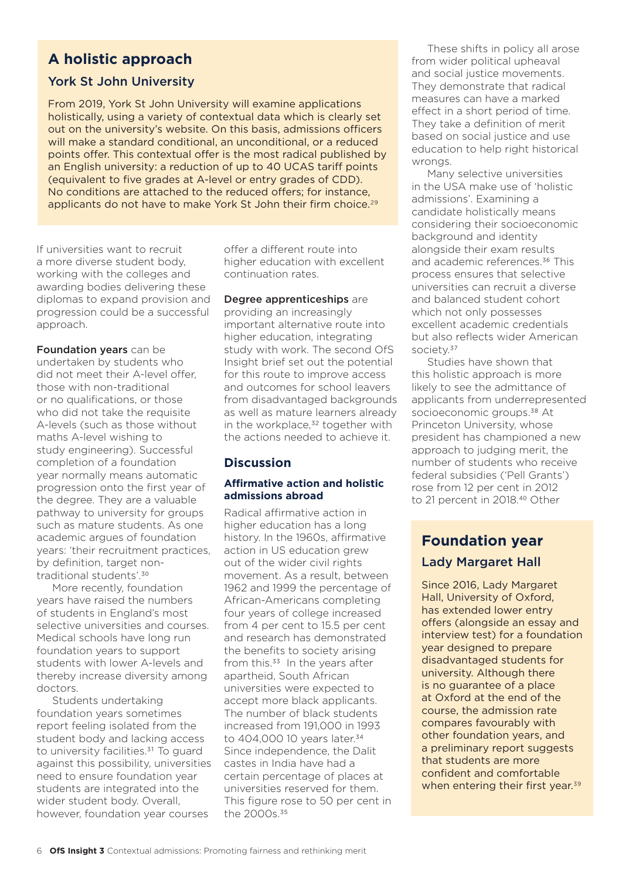## A holistic approach

### York St John University

From 2019, York St John University will examine applications holistically, using a variety of contextual data which is clearly set out on the university's website. On this basis, admissions officers will make a standard conditional, an unconditional, or a reduced points offer. This contextual offer is the most radical published by an English university: a reduction of up to 40 UCAS tariff points (equivalent to five grades at A-level or entry grades of CDD). No conditions are attached to the reduced offers; for instance, applicants do not have to make York St John their firm choice.[29]

If universities want to recruit a more diverse student body, working with the colleges and awarding bodies delivering these diplomas to expand provision and progression could be a successful approach.

**Foundation years** can be undertaken by students who did not meet their A-level offer, those with non-traditional or no qualifications, or those who did not take the requisite A-levels (such as those without maths A-level wishing to study engineering). Successful completion of a foundation year normally means automatic progression onto the first year of the degree. They are a valuable pathway to university for groups such as mature students. As one academic argues of foundation years: 'their recruitment practices, by definition, target non-traditional students'.[30]

More recently, foundation years have raised the numbers of students in England's most selective universities and courses. Medical schools have long run foundation years to support students with lower A-levels and thereby increase diversity among doctors.

Students undertaking foundation years sometimes report feeling isolated from the student body and lacking access to university facilities.[31] To guard against this possibility, universities need to ensure foundation year students are integrated into the wider student body. Overall, however, foundation year courses offer a different route into higher education with excellent continuation rates.

**Degree apprenticeships** are providing an increasingly important alternative route into higher education, integrating study with work. The second OfS Insight brief set out the potential for this route to improve access and outcomes for school leavers from disadvantaged backgrounds as well as mature learners already in the workplace,[32] together with the actions needed to achieve it.

## Discussion

### Affirmative action and holistic admissions abroad

Radical affirmative action in higher education has a long history. In the 1960s, affirmative action in US education grew out of the wider civil rights movement. As a result, between 1962 and 1999 the percentage of African-Americans completing four years of college increased from 4 per cent to 15.5 per cent and research has demonstrated the benefits to society arising from this.[33] In the years after apartheid, South African universities were expected to accept more black applicants. The number of black students increased from 191,000 in 1993 to 404,000 10 years later.[34] Since independence, the Dalit castes in India have had a certain percentage of places at universities reserved for them. This figure rose to 50 per cent in the 2000s.[35]

These shifts in policy all arose from wider political upheaval and social justice movements. They demonstrate that radical measures can have a marked effect in a short period of time. They take a definition of merit based on social justice and use education to help right historical wrongs.

Many selective universities in the USA make use of 'holistic admissions'. Examining a candidate holistically means considering their socioeconomic background and identity alongside their exam results and academic references.[36] This process ensures that selective universities can recruit a diverse and balanced student cohort which not only possesses excellent academic credentials but also reflects wider American society.[37]

Studies have shown that this holistic approach is more likely to see the admittance of applicants from underrepresented socioeconomic groups.[38] At Princeton University, whose president has championed a new approach to judging merit, the number of students who receive federal subsidies ('Pell Grants') rose from 12 per cent in 2012 to 21 percent in 2018.[40] Other

## Foundation year

### Lady Margaret Hall

Since 2016, Lady Margaret Hall, University of Oxford, has extended lower entry offers (alongside an essay and interview test) for a foundation year designed to prepare disadvantaged students for university. Although there is no guarantee of a place at Oxford at the end of the course, the admission rate compares favourably with other foundation years, and a preliminary report suggests that students are more confident and comfortable when entering their first year.[39]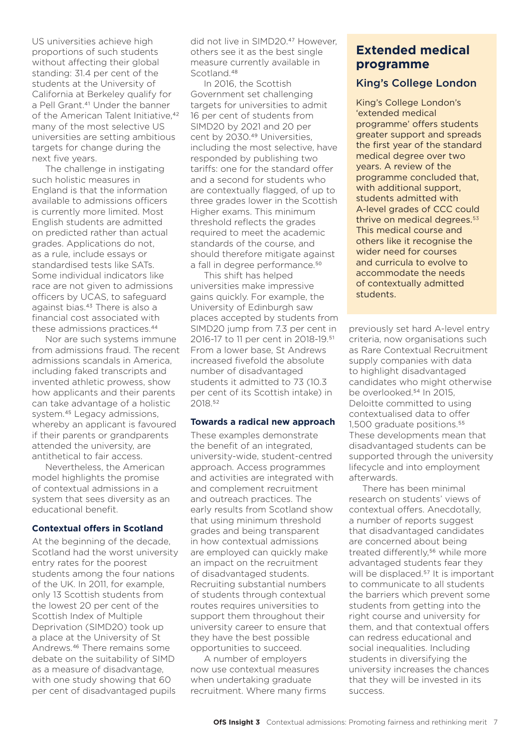US universities achieve high proportions of such students without affecting their global standing: 31.4 per cent of the students at the University of California at Berkeley qualify for a Pell Grant.[41] Under the banner of the American Talent Initiative,[42] many of the most selective US universities are setting ambitious targets for change during the next five years.

The challenge in instigating such holistic measures in England is that the information available to admissions officers is currently more limited. Most English students are admitted on predicted rather than actual grades. Applications do not, as a rule, include essays or standardised tests like SATs. Some individual indicators like race are not given to admissions officers by UCAS, to safeguard against bias.[43] There is also a financial cost associated with these admissions practices.[44]

Nor are such systems immune from admissions fraud. The recent admissions scandals in America, including faked transcripts and invented athletic prowess, show how applicants and their parents can take advantage of a holistic system.[45] Legacy admissions, whereby an applicant is favoured if their parents or grandparents attended the university, are antithetical to fair access.

Nevertheless, the American model highlights the promise of contextual admissions in a system that sees diversity as an educational benefit.

### Contextual offers in Scotland

At the beginning of the decade, Scotland had the worst university entry rates for the poorest students among the four nations of the UK. In 2011, for example, only 13 Scottish students from the lowest 20 per cent of the Scottish Index of Multiple Deprivation (SIMD20) took up a place at the University of St Andrews.[46] There remains some debate on the suitability of SIMD as a measure of disadvantage, with one study showing that 60 per cent of disadvantaged pupils did not live in SIMD20.[47] However, others see it as the best single measure currently available in Scotland.[48]

In 2016, the Scottish Government set challenging targets for universities to admit 16 per cent of students from SIMD20 by 2021 and 20 per cent by 2030.[49] Universities, including the most selective, have responded by publishing two tariffs: one for the standard offer and a second for students who are contextually flagged, of up to three grades lower in the Scottish Higher exams. This minimum threshold reflects the grades required to meet the academic standards of the course, and should therefore mitigate against a fall in degree performance.[50]

This shift has helped universities make impressive gains quickly. For example, the University of Edinburgh saw places accepted by students from SIMD20 jump from 7.3 per cent in 2016-17 to 11 per cent in 2018-19.[51] From a lower base, St Andrews increased fivefold the absolute number of disadvantaged students it admitted to 73 (10.3 per cent of its Scottish intake) in 2018.[52]

### Towards a radical new approach

These examples demonstrate the benefit of an integrated, university-wide, student-centred approach. Access programmes and activities are integrated with and complement recruitment and outreach practices. The early results from Scotland show that using minimum threshold grades and being transparent in how contextual admissions are employed can quickly make an impact on the recruitment of disadvantaged students. Recruiting substantial numbers of students through contextual routes requires universities to support them throughout their university career to ensure that they have the best possible opportunities to succeed.

A number of employers now use contextual measures when undertaking graduate recruitment. Where many firms previously set hard A-level entry criteria, now organisations such as Rare Contextual Recruitment supply companies with data to highlight disadvantaged candidates who might otherwise be overlooked.[54] In 2015, Deloitte committed to using contextualised data to offer 1,500 graduate positions.[55] These developments mean that disadvantaged students can be supported through the university lifecycle and into employment afterwards.

There has been minimal research on students' views of contextual offers. Anecdotally, a number of reports suggest that disadvantaged candidates are concerned about being treated differently,[56] while more advantaged students fear they will be displaced.[57] It is important to communicate to all students the barriers which prevent some students from getting into the right course and university for them, and that contextual offers can redress educational and social inequalities. Including students in diversifying the university increases the chances that they will be invested in its success.

## Extended medical programme

### King's College London

King's College London's 'extended medical programme' offers students greater support and spreads the first year of the standard medical degree over two years. A review of the programme concluded that, with additional support, students admitted with A-level grades of CCC could thrive on medical degrees.[53] This medical course and others like it recognise the wider need for courses and curricula to evolve to accommodate the needs of contextually admitted students.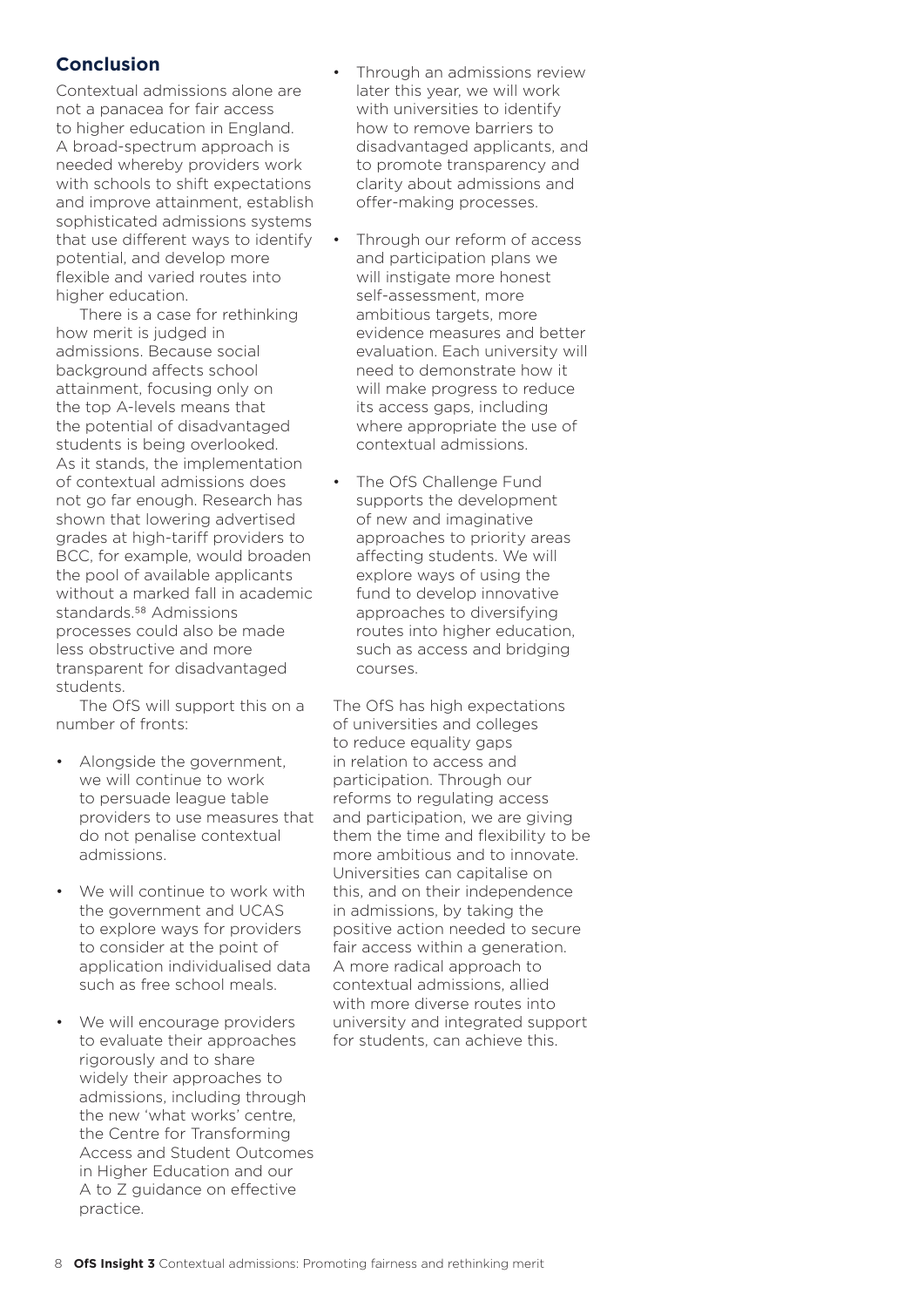## Conclusion

Contextual admissions alone are not a panacea for fair access to higher education in England. A broad-spectrum approach is needed whereby providers work with schools to shift expectations and improve attainment, establish sophisticated admissions systems that use different ways to identify potential, and develop more flexible and varied routes into higher education.

There is a case for rethinking how merit is judged in admissions. Because social background affects school attainment, focusing only on the top A-levels means that the potential of disadvantaged students is being overlooked. As it stands, the implementation of contextual admissions does not go far enough. Research has shown that lowering advertised grades at high-tariff providers to BCC, for example, would broaden the pool of available applicants without a marked fall in academic standards.[58] Admissions processes could also be made less obstructive and more transparent for disadvantaged students.

The OfS will support this on a number of fronts:

- Alongside the government, we will continue to work to persuade league table providers to use measures that do not penalise contextual admissions.
- We will continue to work with the government and UCAS to explore ways for providers to consider at the point of application individualised data such as free school meals.
- We will encourage providers to evaluate their approaches rigorously and to share widely their approaches to admissions, including through the new 'what works' centre, the Centre for Transforming Access and Student Outcomes in Higher Education and our A to Z guidance on effective practice.
- Through an admissions review later this year, we will work with universities to identify how to remove barriers to disadvantaged applicants, and to promote transparency and clarity about admissions and offer-making processes.
- Through our reform of access and participation plans we will instigate more honest self-assessment, more ambitious targets, more evidence measures and better evaluation. Each university will need to demonstrate how it will make progress to reduce its access gaps, including where appropriate the use of contextual admissions.
- The OfS Challenge Fund supports the development of new and imaginative approaches to priority areas affecting students. We will explore ways of using the fund to develop innovative approaches to diversifying routes into higher education, such as access and bridging courses.

The OfS has high expectations of universities and colleges to reduce equality gaps in relation to access and participation. Through our reforms to regulating access and participation, we are giving them the time and flexibility to be more ambitious and to innovate. Universities can capitalise on this, and on their independence in admissions, by taking the positive action needed to secure fair access within a generation. A more radical approach to contextual admissions, allied with more diverse routes into university and integrated support for students, can achieve this.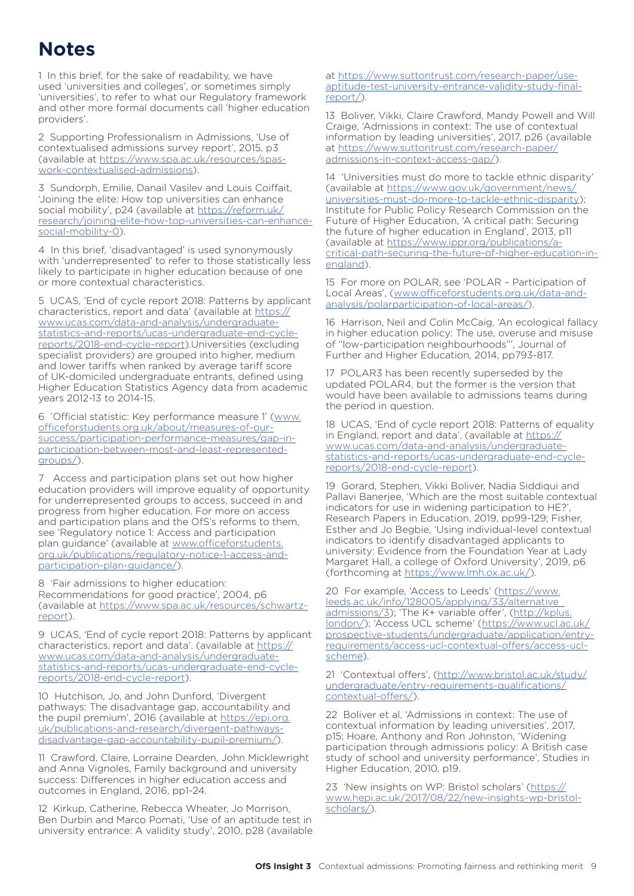# Notes

1 In this brief, for the sake of readability, we have used 'universities and colleges', or sometimes simply 'universities', to refer to what our Regulatory framework and other more formal documents call 'higher education providers'.

2 Supporting Professionalism in Admissions, 'Use of contextualised admissions survey report', 2015, p3 (available at https://www.spa.ac.uk/resources/spas-work-contextualised-admissions).

3 Sundorph, Emilie, Danail Vasilev and Louis Coiffait, 'Joining the elite: How top universities can enhance social mobility', p24 (available at https://reform.uk/research/joining-elite-how-top-universities-can-enhance-social-mobility-0).

4 In this brief, 'disadvantaged' is used synonymously with 'underrepresented' to refer to those statistically less likely to participate in higher education because of one or more contextual characteristics.

5 UCAS, 'End of cycle report 2018: Patterns by applicant characteristics, report and data' (available at https://www.ucas.com/data-and-analysis/undergraduate-statistics-and-reports/ucas-undergraduate-end-cycle-reports/2018-end-cycle-report).Universities (excluding specialist providers) are grouped into higher, medium and lower tariffs when ranked by average tariff score of UK-domiciled undergraduate entrants, defined using Higher Education Statistics Agency data from academic years 2012-13 to 2014-15.

6 'Official statistic: Key performance measure 1' (www.officeforstudents.org.uk/about/measures-of-our-success/participation-performance-measures/gap-in-participation-between-most-and-least-represented-groups/).

7 Access and participation plans set out how higher education providers will improve equality of opportunity for underrepresented groups to access, succeed in and progress from higher education. For more on access and participation plans and the OfS's reforms to them, see 'Regulatory notice 1: Access and participation plan guidance' (available at www.officeforstudents.org.uk/publications/regulatory-notice-1-access-and-participation-plan-guidance/).

8 'Fair admissions to higher education: Recommendations for good practice', 2004, p6 (available at https://www.spa.ac.uk/resources/schwartz-report).

9 UCAS, 'End of cycle report 2018: Patterns by applicant characteristics, report and data'. (available at https://www.ucas.com/data-and-analysis/undergraduate-statistics-and-reports/ucas-undergraduate-end-cycle-reports/2018-end-cycle-report).

10 Hutchison, Jo, and John Dunford, 'Divergent pathways: The disadvantage gap, accountability and the pupil premium', 2016 (available at https://epi.org.uk/publications-and-research/divergent-pathways-disadvantage-gap-accountability-pupil-premium/).

11 Crawford, Claire, Lorraine Dearden, John Micklewright and Anna Vignoles, Family background and university success: Differences in higher education access and outcomes in England, 2016, pp1-24.

12 Kirkup, Catherine, Rebecca Wheater, Jo Morrison, Ben Durbin and Marco Pomati, 'Use of an aptitude test in university entrance: A validity study', 2010, p28 (available at https://www.suttontrust.com/research-paper/use-aptitude-test-university-entrance-validity-study-final-report/).

13 Boliver, Vikki, Claire Crawford, Mandy Powell and Will Craige, 'Admissions in context: The use of contextual information by leading universities', 2017, p26 (available at https://www.suttontrust.com/research-paper/admissions-in-context-access-gap/).

14 'Universities must do more to tackle ethnic disparity' (available at https://www.gov.uk/government/news/universities-must-do-more-to-tackle-ethnic-disparity); Institute for Public Policy Research Commission on the Future of Higher Education, 'A critical path: Securing the future of higher education in England', 2013, p11 (available at https://www.ippr.org/publications/a-critical-path-securing-the-future-of-higher-education-in-england).

15 For more on POLAR, see 'POLAR – Participation of Local Areas', (www.officeforstudents.org.uk/data-and-analysis/polarparticipation-of-local-areas/).

16 Harrison, Neil and Colin McCaig, 'An ecological fallacy in higher education policy: The use, overuse and misuse of "low-participation neighbourhoods"', Journal of Further and Higher Education, 2014, pp793-817.

17 POLAR3 has been recently superseded by the updated POLAR4, but the former is the version that would have been available to admissions teams during the period in question.

18 UCAS, 'End of cycle report 2018: Patterns of equality in England, report and data', (available at https://www.ucas.com/data-and-analysis/undergraduate-statistics-and-reports/ucas-undergraduate-end-cycle-reports/2018-end-cycle-report).

19 Gorard, Stephen, Vikki Boliver, Nadia Siddiqui and Pallavi Banerjee, 'Which are the most suitable contextual indicators for use in widening participation to HE?', Research Papers in Education, 2019, pp99-129; Fisher, Esther and Jo Begbie, 'Using individual-level contextual indicators to identify disadvantaged applicants to university: Evidence from the Foundation Year at Lady Margaret Hall, a college of Oxford University', 2019, p6 (forthcoming at https://www.lmh.ox.ac.uk/).

20 For example, 'Access to Leeds' (https://www.leeds.ac.uk/info/128005/applying/33/alternative_admissions/3); 'The K+ variable offer', (http://kplus.london/); 'Access UCL scheme' (https://www.ucl.ac.uk/prospective-students/undergraduate/application/entry-requirements/access-ucl-contextual-offers/access-ucl-scheme).

21 'Contextual offers', (http://www.bristol.ac.uk/study/undergraduate/entry-requirements-qualifications/contextual-offers/).

22 Boliver et al, 'Admissions in context: The use of contextual information by leading universities', 2017, p15; Hoare, Anthony and Ron Johnston, 'Widening participation through admissions policy: A British case study of school and university performance', Studies in Higher Education, 2010, p19.

23 'New insights on WP: Bristol scholars' (https://www.hepi.ac.uk/2017/08/22/new-insights-wp-bristol-scholars/).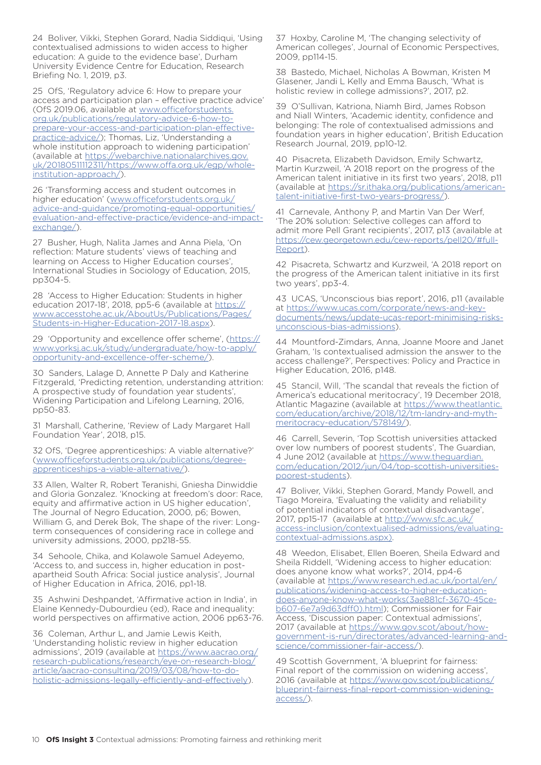24 Boliver, Vikki, Stephen Gorard, Nadia Siddiqui, 'Using contextualised admissions to widen access to higher education: A guide to the evidence base', Durham University Evidence Centre for Education, Research Briefing No. 1, 2019, p3.

25 OfS, 'Regulatory advice 6: How to prepare your access and participation plan – effective practice advice' (OfS 2019.06, available at www.officeforstudents.org.uk/publications/regulatory-advice-6-how-to-prepare-your-access-and-participation-plan-effective-practice-advice/); Thomas, Liz, 'Understanding a whole institution approach to widening participation' (available at https://webarchive.nationalarchives.gov.uk/20180511112311/https://www.offa.org.uk/egp/whole-institution-approach/).

26 'Transforming access and student outcomes in higher education' (www.officeforstudents.org.uk/advice-and-guidance/promoting-equal-opportunities/evaluation-and-effective-practice/evidence-and-impact-exchange/).

27 Busher, Hugh, Nalita James and Anna Piela, 'On reflection: Mature students' views of teaching and learning on Access to Higher Education courses', International Studies in Sociology of Education, 2015, pp304-5.

28 'Access to Higher Education: Students in higher education 2017-18', 2018, pp5-6 (available at https://www.accesstohe.ac.uk/AboutUs/Publications/Pages/Students-in-Higher-Education-2017-18.aspx).

29 'Opportunity and excellence offer scheme', (https://www.yorksj.ac.uk/study/undergraduate/how-to-apply/opportunity-and-excellence-offer-scheme/).

30 Sanders, Lalage D, Annette P Daly and Katherine Fitzgerald, 'Predicting retention, understanding attrition: A prospective study of foundation year students', Widening Participation and Lifelong Learning, 2016, pp50-83.

31 Marshall, Catherine, 'Review of Lady Margaret Hall Foundation Year', 2018, p15.

32 OfS, 'Degree apprenticeships: A viable alternative?' (www.officeforstudents.org.uk/publications/degree-apprenticeships-a-viable-alternative/).

33 Allen, Walter R, Robert Teranishi, Gniesha Dinwiddie and Gloria Gonzalez. 'Knocking at freedom's door: Race, equity and affirmative action in US higher education', The Journal of Negro Education, 2000, p6; Bowen, William G, and Derek Bok, The shape of the river: Long-term consequences of considering race in college and university admissions, 2000, pp218-55.

34 Sehoole, Chika, and Kolawole Samuel Adeyemo, 'Access to, and success in, higher education in post-apartheid South Africa: Social justice analysis', Journal of Higher Education in Africa, 2016, pp1-18.

35 Ashwini Deshpandet, 'Affirmative action in India', in Elaine Kennedy-Dubourdieu (ed), Race and inequality: world perspectives on affirmative action, 2006 pp63-76.

36 Coleman, Arthur L, and Jamie Lewis Keith, 'Understanding holistic review in higher education admissions', 2019 (available at https://www.aacrao.org/research-publications/research/eye-on-research-blog/article/aacrao-consulting/2019/03/08/how-to-do-holistic-admissions-legally-efficiently-and-effectively).

37 Hoxby, Caroline M, 'The changing selectivity of American colleges', Journal of Economic Perspectives, 2009, pp114-15.

38 Bastedo, Michael, Nicholas A Bowman, Kristen M Glasener, Jandi L Kelly and Emma Bausch, 'What is holistic review in college admissions?', 2017, p2.

39 O'Sullivan, Katriona, Niamh Bird, James Robson and Niall Winters, 'Academic identity, confidence and belonging: The role of contextualised admissions and foundation years in higher education', British Education Research Journal, 2019, pp10-12.

40 Pisacreta, Elizabeth Davidson, Emily Schwartz, Martin Kurzweil, 'A 2018 report on the progress of the American talent initiative in its first two years', 2018, p11 (available at https://sr.ithaka.org/publications/american-talent-initiative-first-two-years-progress/).

41 Carnevale, Anthony P, and Martin Van Der Werf, 'The 20% solution: Selective colleges can afford to admit more Pell Grant recipients', 2017, p13 (available at https://cew.georgetown.edu/cew-reports/pell20/#full-Report).

42 Pisacreta, Schwartz and Kurzweil, 'A 2018 report on the progress of the American talent initiative in its first two years', pp3-4.

43 UCAS, 'Unconscious bias report', 2016, p11 (available at https://www.ucas.com/corporate/news-and-key-documents/news/update-ucas-report-minimising-risks-unconscious-bias-admissions).

44 Mountford-Zimdars, Anna, Joanne Moore and Janet Graham, 'Is contextualised admission the answer to the access challenge?', Perspectives: Policy and Practice in Higher Education, 2016, p148.

45 Stancil, Will, 'The scandal that reveals the fiction of America's educational meritocracy', 19 December 2018, Atlantic Magazine (available at https://www.theatlantic.com/education/archive/2018/12/tm-landry-and-myth-meritocracy-education/578149/).

46 Carrell, Severin, 'Top Scottish universities attacked over low numbers of poorest students', The Guardian, 4 June 2012 (available at https://www.theguardian.com/education/2012/jun/04/top-scottish-universities-poorest-students).

47 Boliver, Vikki, Stephen Gorard, Mandy Powell, and Tiago Moreira, 'Evaluating the validity and reliability of potential indicators of contextual disadvantage', 2017, pp15-17 (available at http://www.sfc.ac.uk/access-inclusion/contextualised-admissions/evaluating-contextual-admissions.aspx).

48 Weedon, Elisabet, Ellen Boeren, Sheila Edward and Sheila Riddell, 'Widening access to higher education: does anyone know what works?', 2014, pp4-6 (available at https://www.research.ed.ac.uk/portal/en/publications/widening-access-to-higher-education-does-anyone-know-what-works(3ae881cf-3670-45ce-b607-6e7a9d63dff0).html); Commissioner for Fair Access, 'Discussion paper: Contextual admissions', 2017 (available at https://www.gov.scot/about/how-government-is-run/directorates/advanced-learning-and-science/commissioner-fair-access/).

49 Scottish Government, 'A blueprint for fairness: Final report of the commission on widening access', 2016 (available at https://www.gov.scot/publications/blueprint-fairness-final-report-commission-widening-access/).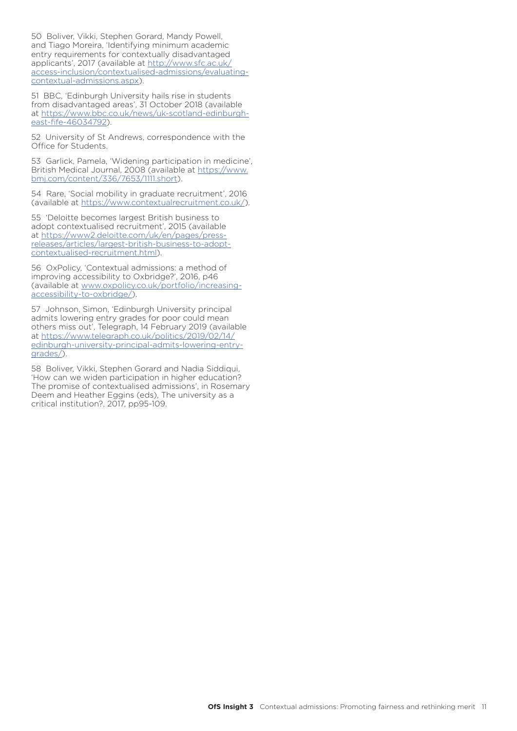50 Boliver, Vikki, Stephen Gorard, Mandy Powell, and Tiago Moreira, 'Identifying minimum academic entry requirements for contextually disadvantaged applicants', 2017 (available at http://www.sfc.ac.uk/access-inclusion/contextualised-admissions/evaluating-contextual-admissions.aspx).

51 BBC, 'Edinburgh University hails rise in students from disadvantaged areas', 31 October 2018 (available at https://www.bbc.co.uk/news/uk-scotland-edinburgh-east-fife-46034792).

52 University of St Andrews, correspondence with the Office for Students.

53 Garlick, Pamela, 'Widening participation in medicine', British Medical Journal, 2008 (available at https://www.bmj.com/content/336/7653/1111.short).

54 Rare, 'Social mobility in graduate recruitment', 2016 (available at https://www.contextualrecruitment.co.uk/).

55 'Deloitte becomes largest British business to adopt contextualised recruitment', 2015 (available at https://www2.deloitte.com/uk/en/pages/press-releases/articles/largest-british-business-to-adopt-contextualised-recruitment.html).

56 OxPolicy, 'Contextual admissions: a method of improving accessibility to Oxbridge?', 2016, p46 (available at www.oxpolicy.co.uk/portfolio/increasing-accessibility-to-oxbridge/).

57 Johnson, Simon, 'Edinburgh University principal admits lowering entry grades for poor could mean others miss out', Telegraph, 14 February 2019 (available at https://www.telegraph.co.uk/politics/2019/02/14/edinburgh-university-principal-admits-lowering-entry-grades/).

58 Boliver, Vikki, Stephen Gorard and Nadia Siddiqui, 'How can we widen participation in higher education? The promise of contextualised admissions', in Rosemary Deem and Heather Eggins (eds), The university as a critical institution?, 2017, pp95-109.